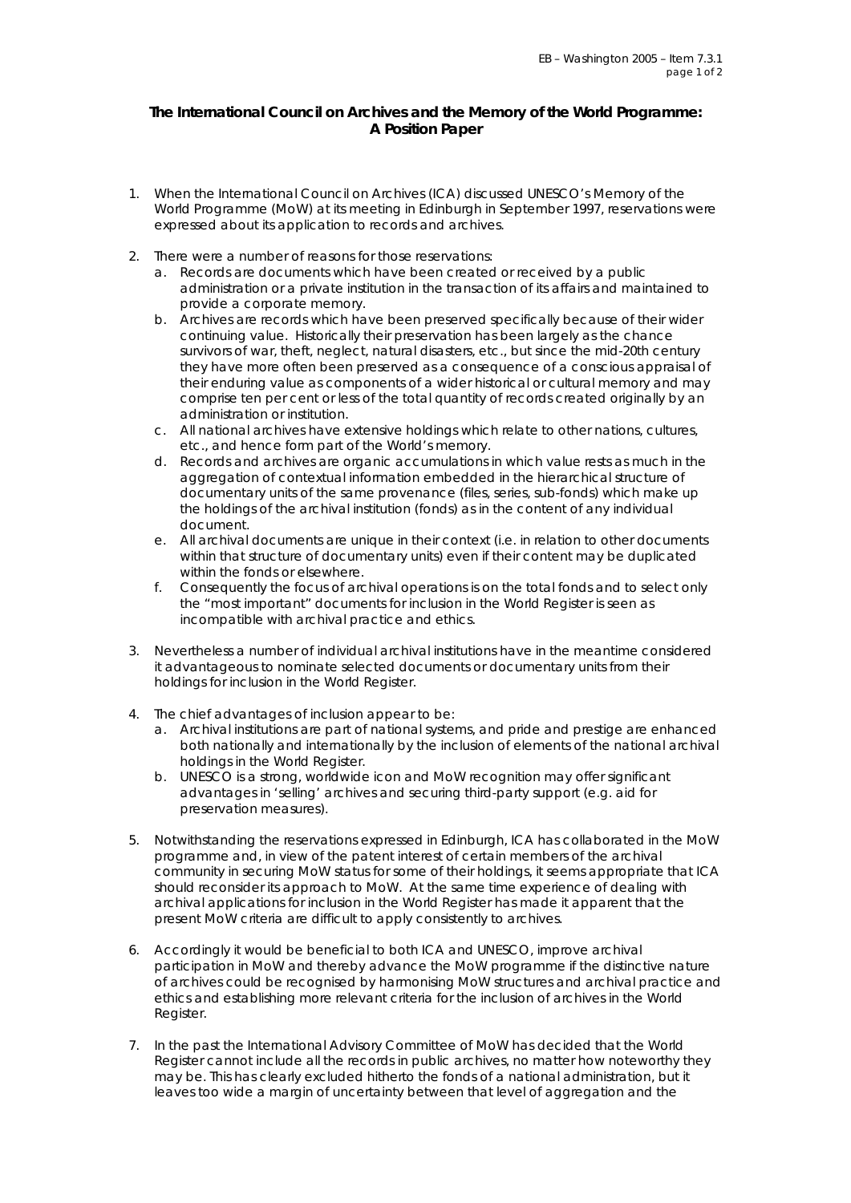**The International Council on Archives and the Memory of the World Programme: A Position Paper**

1. When the International Council on Archives (ICA) discussed UNESCO's Memory of the World Programme (MoW) at its meeting in Edinburgh in September 1997, reservations were expressed about its application to records and archives.

2. There were a number of reasons for those reservations:
   a. Records are documents which have been created or received by a public administration or a private institution in the transaction of its affairs and maintained to provide a corporate memory.
   b. Archives are records which have been preserved specifically because of their wider continuing value. Historically their preservation has been largely as the chance survivors of war, theft, neglect, natural disasters, etc., but since the mid-20th century they have more often been preserved as a consequence of a conscious appraisal of their enduring value as components of a wider historical or cultural memory and may comprise ten per cent or less of the total quantity of records created originally by an administration or institution.
   c. All national archives have extensive holdings which relate to other nations, cultures, etc., and hence form part of the World's memory.
   d. Records and archives are organic accumulations in which value rests as much in the aggregation of contextual information embedded in the hierarchical structure of documentary units of the same provenance (files, series, sub-fonds) which make up the holdings of the archival institution (fonds) as in the content of any individual document.
   e. All archival documents are unique in their context (i.e. in relation to other documents within that structure of documentary units) even if their content may be duplicated within the fonds or elsewhere.
   f. Consequently the focus of archival operations is on the total fonds and to select only the "most important" documents for inclusion in the World Register is seen as incompatible with archival practice and ethics.

3. Nevertheless a number of individual archival institutions have in the meantime considered it advantageous to nominate selected documents or documentary units from their holdings for inclusion in the World Register.

4. The chief advantages of inclusion appear to be:
   a. Archival institutions are part of national systems, and pride and prestige are enhanced both nationally and internationally by the inclusion of elements of the national archival holdings in the World Register.
   b. UNESCO is a strong, worldwide icon and MoW recognition may offer significant advantages in 'selling' archives and securing third-party support (e.g. aid for preservation measures).

5. Notwithstanding the reservations expressed in Edinburgh, ICA has collaborated in the MoW programme and, in view of the patent interest of certain members of the archival community in securing MoW status for some of their holdings, it seems appropriate that ICA should reconsider its approach to MoW. At the same time experience of dealing with archival applications for inclusion in the World Register has made it apparent that the present MoW criteria are difficult to apply consistently to archives.

6. Accordingly it would be beneficial to both ICA and UNESCO, improve archival participation in MoW and thereby advance the MoW programme if the distinctive nature of archives could be recognised by harmonising MoW structures and archival practice and ethics and establishing more relevant criteria for the inclusion of archives in the World Register.

7. In the past the International Advisory Committee of MoW has decided that the World Register cannot include all the records in public archives, no matter how noteworthy they may be. This has clearly excluded hitherto the fonds of a national administration, but it leaves too wide a margin of uncertainty between that level of aggregation and the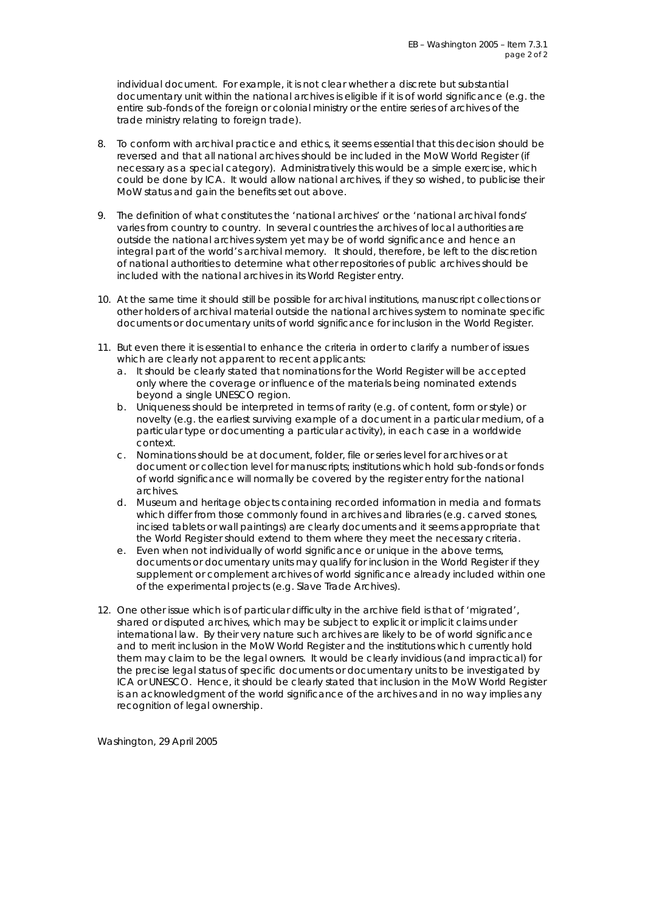individual document. For example, it is not clear whether a discrete but substantial documentary unit within the national archives is eligible if it is of world significance (e.g. the entire sub-fonds of the foreign or colonial ministry or the entire series of archives of the trade ministry relating to foreign trade).

8. To conform with archival practice and ethics, it seems essential that this decision should be reversed and that all national archives should be included in the MoW World Register (if necessary as a special category). Administratively this would be a simple exercise, which could be done by ICA. It would allow national archives, if they so wished, to publicise their MoW status and gain the benefits set out above.

9. The definition of what constitutes the 'national archives' or the 'national archival fonds' varies from country to country. In several countries the archives of local authorities are outside the national archives system yet may be of world significance and hence an integral part of the world's archival memory. It should, therefore, be left to the discretion of national authorities to determine what other repositories of public archives should be included with the national archives in its World Register entry.

10. At the same time it should still be possible for archival institutions, manuscript collections or other holders of archival material outside the national archives system to nominate specific documents or documentary units of world significance for inclusion in the World Register.

11. But even there it is essential to enhance the criteria in order to clarify a number of issues which are clearly not apparent to recent applicants:
    a. It should be clearly stated that nominations for the World Register will be accepted only where the coverage or influence of the materials being nominated extends beyond a single UNESCO region.
    b. Uniqueness should be interpreted in terms of rarity (e.g. of content, form or style) or novelty (e.g. the earliest surviving example of a document in a particular medium, of a particular type or documenting a particular activity), in each case in a worldwide context.
    c. Nominations should be at document, folder, file or series level for archives or at document or collection level for manuscripts; institutions which hold sub-fonds or fonds of world significance will normally be covered by the register entry for the national archives.
    d. Museum and heritage objects containing recorded information in media and formats which differ from those commonly found in archives and libraries (e.g. carved stones, incised tablets or wall paintings) are clearly documents and it seems appropriate that the World Register should extend to them where they meet the necessary criteria.
    e. Even when not individually of world significance or unique in the above terms, documents or documentary units may qualify for inclusion in the World Register if they supplement or complement archives of world significance already included within one of the experimental projects (e.g. Slave Trade Archives).

12. One other issue which is of particular difficulty in the archive field is that of 'migrated', shared or disputed archives, which may be subject to explicit or implicit claims under international law. By their very nature such archives are likely to be of world significance and to merit inclusion in the MoW World Register and the institutions which currently hold them may claim to be the legal owners. It would be clearly invidious (and impractical) for the precise legal status of specific documents or documentary units to be investigated by ICA or UNESCO. Hence, it should be clearly stated that inclusion in the MoW World Register is an acknowledgment of the world significance of the archives and in no way implies any recognition of legal ownership.

Washington, 29 April 2005